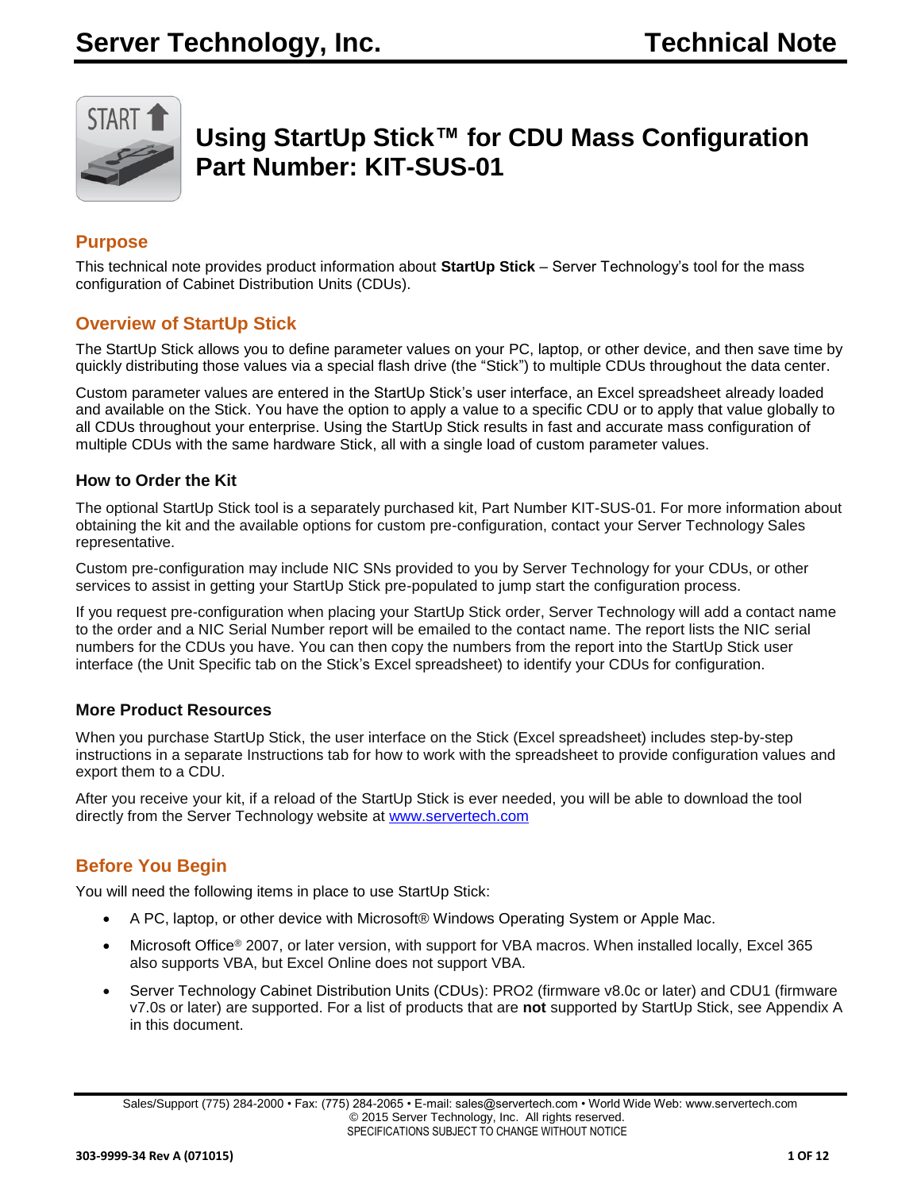# Using StartUp Stick™ for CDU Mass Configuration Part Number: KIT-SUS-01

## Purpose

This technical note provides product information about **StartUp Stick** – Server Technology's tool for the mass configuration of Cabinet Distribution Units (CDUs).

## Overview of StartUp Stick

The StartUp Stick allows you to define parameter values on your PC, laptop, or other device, and then save time by quickly distributing those values via a special flash drive (the "Stick") to multiple CDUs throughout the data center.

Custom parameter values are entered in the StartUp Stick's user interface, an Excel spreadsheet already loaded and available on the Stick. You have the option to apply a value to a specific CDU or to apply that value globally to all CDUs throughout your enterprise. Using the StartUp Stick results in fast and accurate mass configuration of multiple CDUs with the same hardware Stick, all with a single load of custom parameter values.

### How to Order the Kit

The optional StartUp Stick tool is a separately purchased kit, Part Number KIT-SUS-01. For more information about obtaining the kit and the available options for custom pre-configuration, contact your Server Technology Sales representative.

Custom pre-configuration may include NIC SNs provided to you by Server Technology for your CDUs, or other services to assist in getting your StartUp Stick pre-populated to jump start the configuration process.

If you request pre-configuration when placing your StartUp Stick order, Server Technology will add a contact name to the order and a NIC Serial Number report will be emailed to the contact name. The report lists the NIC serial numbers for the CDUs you have. You can then copy the numbers from the report into the StartUp Stick user interface (the Unit Specific tab on the Stick's Excel spreadsheet) to identify your CDUs for configuration.

### More Product Resources

When you purchase StartUp Stick, the user interface on the Stick (Excel spreadsheet) includes step-by-step instructions in a separate Instructions tab for how to work with the spreadsheet to provide configuration values and export them to a CDU.

After you receive your kit, if a reload of the StartUp Stick is ever needed, you will be able to download the tool directly from the Server Technology website at [www.servertech.com](http://www.servertech.com)

## Before You Begin

You will need the following items in place to use StartUp Stick:

- A PC, laptop, or other device with Microsoft® Windows Operating System or Apple Mac.
- Microsoft Office® 2007, or later version, with support for VBA macros. When installed locally, Excel 365 also supports VBA, but Excel Online does not support VBA.
- Server Technology Cabinet Distribution Units (CDUs): PRO2 (firmware v8.0c or later) and CDU1 (firmware v7.0s or later) are supported. For a list of products that are **not** supported by StartUp Stick, see Appendix A in this document.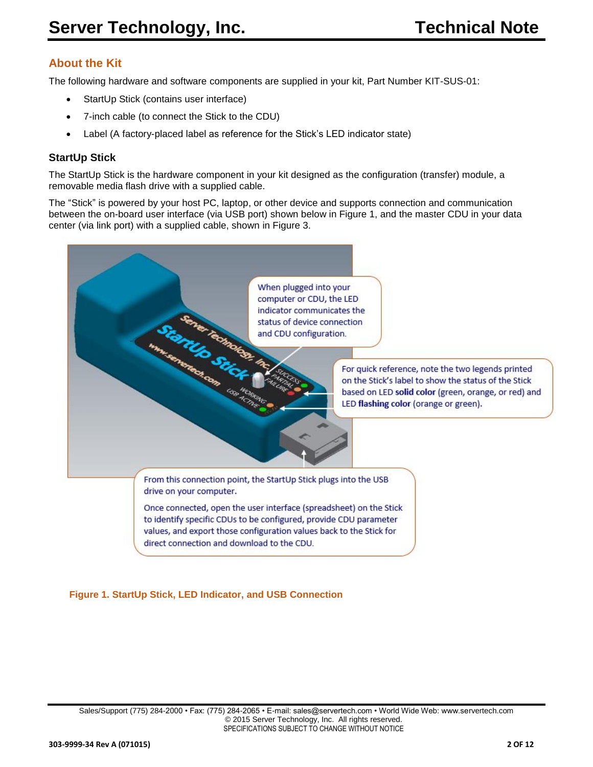## About the Kit

The following hardware and software components are supplied in your kit, Part Number KIT-SUS-01:

- StartUp Stick (contains user interface)
- 7-inch cable (to connect the Stick to the CDU)
- Label (A factory-placed label as reference for the Stick's LED indicator state)

### StartUp Stick

The StartUp Stick is the hardware component in your kit designed as the configuration (transfer) module, a removable media flash drive with a supplied cable.

The "Stick" is powered by your host PC, laptop, or other device and supports connection and communication between the on-board user interface (via USB port) shown below in Figure 1, and the master CDU in your data center (via link port) with a supplied cable, shown in Figure 3.

When plugged into your computer or CDU, the LED indicator communicates the status of device connection and CDU configuration.

For quick reference, note the two legends printed on the Stick's label to show the status of the Stick based on LED **solid color** (green, orange, or red) and LED **flashing color** (orange or green).

From this connection point, the StartUp Stick plugs into the USB drive on your computer.

Once connected, open the user interface (spreadsheet) on the Stick to identify specific CDUs to be configured, provide CDU parameter values, and export those configuration values back to the Stick for direct connection and download to the CDU.

**Figure 1. StartUp Stick, LED Indicator, and USB Connection**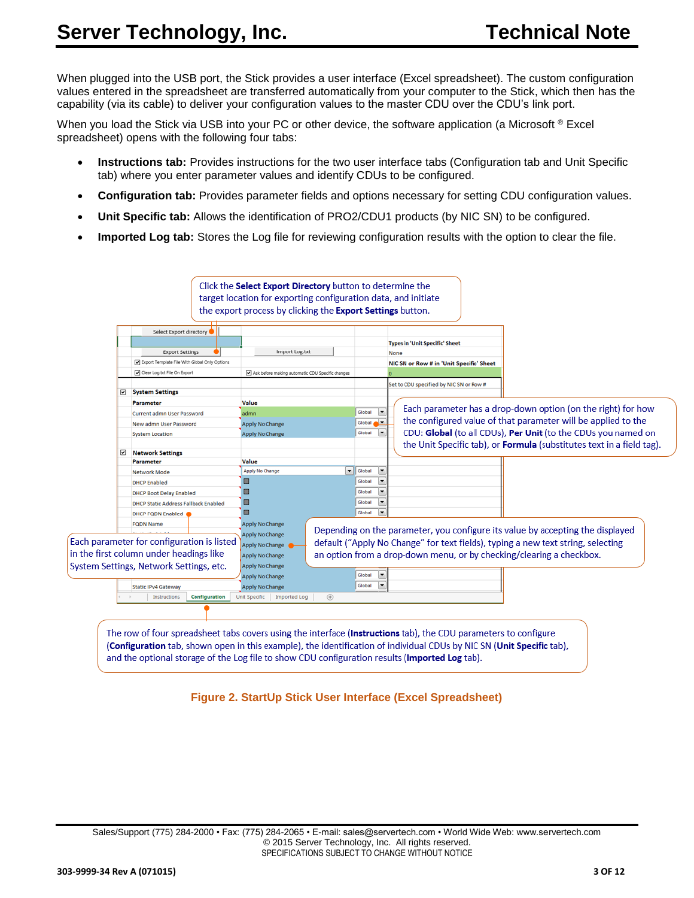When plugged into the USB port, the Stick provides a user interface (Excel spreadsheet). The custom configuration values entered in the spreadsheet are transferred automatically from your computer to the Stick, which then has the capability (via its cable) to deliver your configuration values to the master CDU over the CDU's link port.

When you load the Stick via USB into your PC or other device, the software application (a Microsoft ® Excel spreadsheet) opens with the following four tabs:

- **Instructions tab:** Provides instructions for the two user interface tabs (Configuration tab and Unit Specific tab) where you enter parameter values and identify CDUs to be configured.
- **Configuration tab:** Provides parameter fields and options necessary for setting CDU configuration values.
- **Unit Specific tab:** Allows the identification of PRO2/CDU1 products (by NIC SN) to be configured.
- **Imported Log tab:** Stores the Log file for reviewing configuration results with the option to clear the file.

Click the **Select Export Directory** button to determine the target location for exporting configuration data, and initiate the export process by clicking the **Export Settings** button.

Each parameter has a drop-down option (on the right) for how the configured value of that parameter will be applied to the CDU: **Global** (to all CDUs), **Per Unit** (to the CDUs you named on the Unit Specific tab), or **Formula** (substitutes text in a field tag).

Each parameter for configuration is listed in the first column under headings like System Settings, Network Settings, etc.

Depending on the parameter, you configure its value by accepting the displayed default ("Apply No Change" for text fields), typing a new text string, selecting an option from a drop-down menu, or by checking/clearing a checkbox.

The row of four spreadsheet tabs covers using the interface (**Instructions** tab), the CDU parameters to configure (**Configuration** tab, shown open in this example), the identification of individual CDUs by NIC SN (**Unit Specific** tab), and the optional storage of the Log file to show CDU configuration results (**Imported Log** tab).

**Figure 2. StartUp Stick User Interface (Excel Spreadsheet)**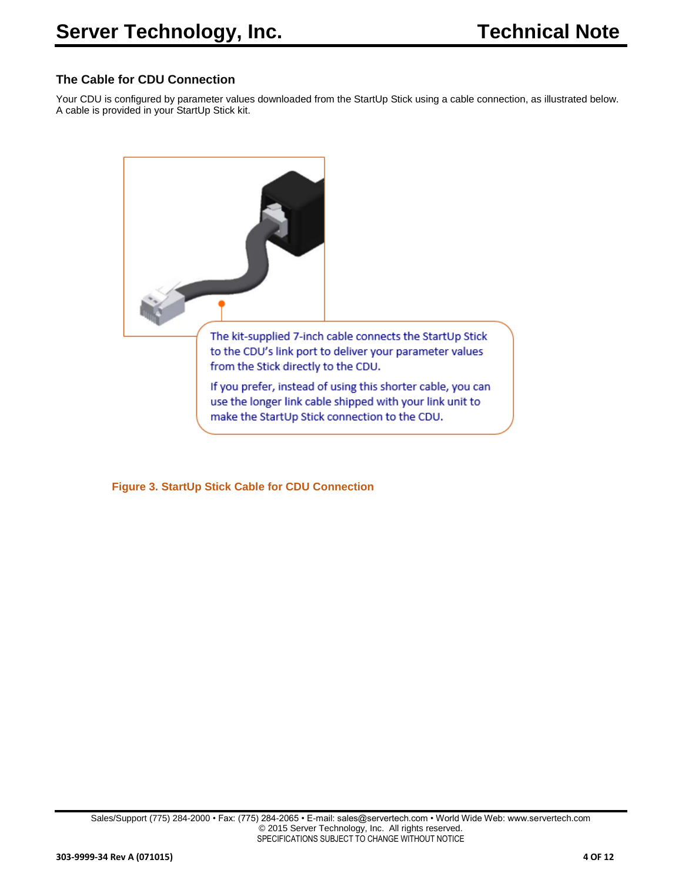## The Cable for CDU Connection

Your CDU is configured by parameter values downloaded from the StartUp Stick using a cable connection, as illustrated below. A cable is provided in your StartUp Stick kit.

The kit-supplied 7-inch cable connects the StartUp Stick to the CDU's link port to deliver your parameter values from the Stick directly to the CDU.

If you prefer, instead of using this shorter cable, you can use the longer link cable shipped with your link unit to make the StartUp Stick connection to the CDU.

**Figure 3. StartUp Stick Cable for CDU Connection**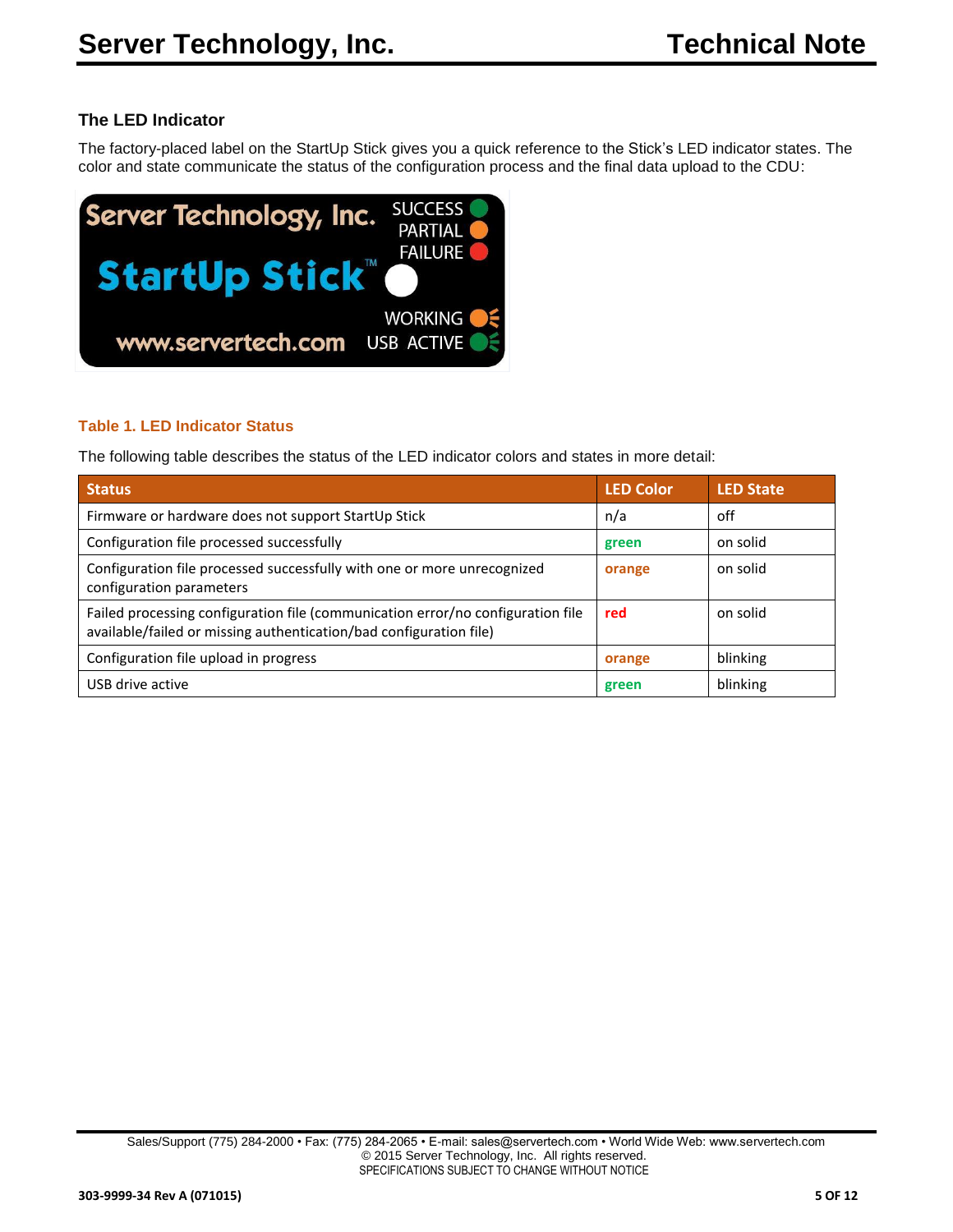### The LED Indicator

The factory-placed label on the StartUp Stick gives you a quick reference to the Stick's LED indicator states. The color and state communicate the status of the configuration process and the final data upload to the CDU:

**Table 1. LED Indicator Status**

The following table describes the status of the LED indicator colors and states in more detail:

| Status | LED Color | LED State |
|---|---|---|
| Firmware or hardware does not support StartUp Stick | n/a | off |
| Configuration file processed successfully | green | on solid |
| Configuration file processed successfully with one or more unrecognized configuration parameters | orange | on solid |
| Failed processing configuration file (communication error/no configuration file available/failed or missing authentication/bad configuration file) | red | on solid |
| Configuration file upload in progress | orange | blinking |
| USB drive active | green | blinking |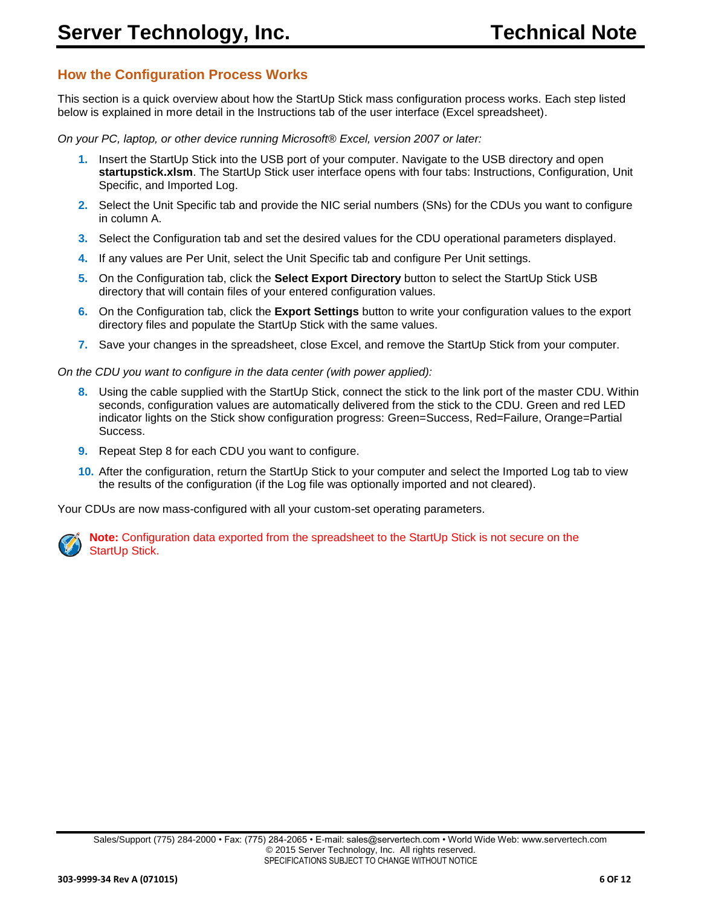## How the Configuration Process Works

This section is a quick overview about how the StartUp Stick mass configuration process works. Each step listed below is explained in more detail in the Instructions tab of the user interface (Excel spreadsheet).

*On your PC, laptop, or other device running Microsoft® Excel, version 2007 or later:*

1. Insert the StartUp Stick into the USB port of your computer. Navigate to the USB directory and open **startupstick.xlsm**. The StartUp Stick user interface opens with four tabs: Instructions, Configuration, Unit Specific, and Imported Log.
2. Select the Unit Specific tab and provide the NIC serial numbers (SNs) for the CDUs you want to configure in column A.
3. Select the Configuration tab and set the desired values for the CDU operational parameters displayed.
4. If any values are Per Unit, select the Unit Specific tab and configure Per Unit settings.
5. On the Configuration tab, click the **Select Export Directory** button to select the StartUp Stick USB directory that will contain files of your entered configuration values.
6. On the Configuration tab, click the **Export Settings** button to write your configuration values to the export directory files and populate the StartUp Stick with the same values.
7. Save your changes in the spreadsheet, close Excel, and remove the StartUp Stick from your computer.

*On the CDU you want to configure in the data center (with power applied):*

8. Using the cable supplied with the StartUp Stick, connect the stick to the link port of the master CDU. Within seconds, configuration values are automatically delivered from the stick to the CDU. Green and red LED indicator lights on the Stick show configuration progress: Green=Success, Red=Failure, Orange=Partial Success.
9. Repeat Step 8 for each CDU you want to configure.
10. After the configuration, return the StartUp Stick to your computer and select the Imported Log tab to view the results of the configuration (if the Log file was optionally imported and not cleared).

Your CDUs are now mass-configured with all your custom-set operating parameters.

**Note:** Configuration data exported from the spreadsheet to the StartUp Stick is not secure on the StartUp Stick.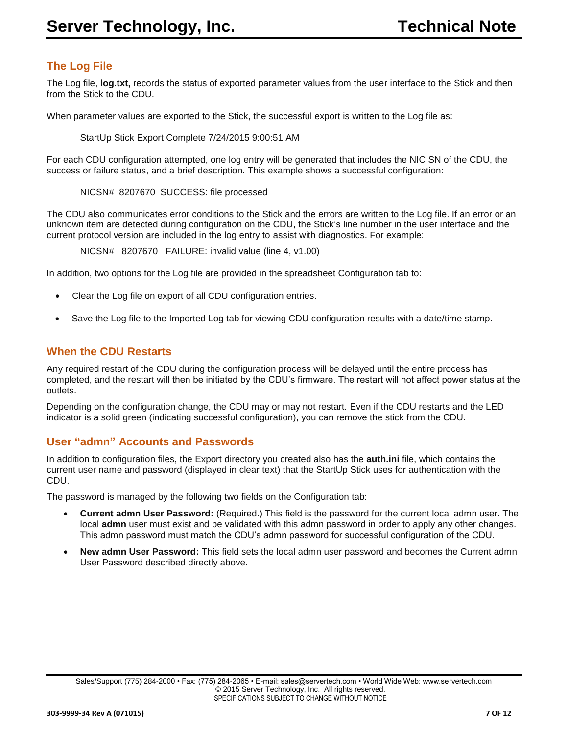## The Log File

The Log file, **log.txt,** records the status of exported parameter values from the user interface to the Stick and then from the Stick to the CDU.

When parameter values are exported to the Stick, the successful export is written to the Log file as:

StartUp Stick Export Complete 7/24/2015 9:00:51 AM

For each CDU configuration attempted, one log entry will be generated that includes the NIC SN of the CDU, the success or failure status, and a brief description. This example shows a successful configuration:

NICSN# 8207670 SUCCESS: file processed

The CDU also communicates error conditions to the Stick and the errors are written to the Log file. If an error or an unknown item are detected during configuration on the CDU, the Stick's line number in the user interface and the current protocol version are included in the log entry to assist with diagnostics. For example:

NICSN# 8207670 FAILURE: invalid value (line 4, v1.00)

In addition, two options for the Log file are provided in the spreadsheet Configuration tab to:

- Clear the Log file on export of all CDU configuration entries.
- Save the Log file to the Imported Log tab for viewing CDU configuration results with a date/time stamp.

## When the CDU Restarts

Any required restart of the CDU during the configuration process will be delayed until the entire process has completed, and the restart will then be initiated by the CDU's firmware. The restart will not affect power status at the outlets.

Depending on the configuration change, the CDU may or may not restart. Even if the CDU restarts and the LED indicator is a solid green (indicating successful configuration), you can remove the stick from the CDU.

## User "admn" Accounts and Passwords

In addition to configuration files, the Export directory you created also has the **auth.ini** file, which contains the current user name and password (displayed in clear text) that the StartUp Stick uses for authentication with the CDU.

The password is managed by the following two fields on the Configuration tab:

- **Current admn User Password:** (Required.) This field is the password for the current local admn user. The local **admn** user must exist and be validated with this admn password in order to apply any other changes. This admn password must match the CDU's admn password for successful configuration of the CDU.
- **New admn User Password:** This field sets the local admn user password and becomes the Current admn User Password described directly above.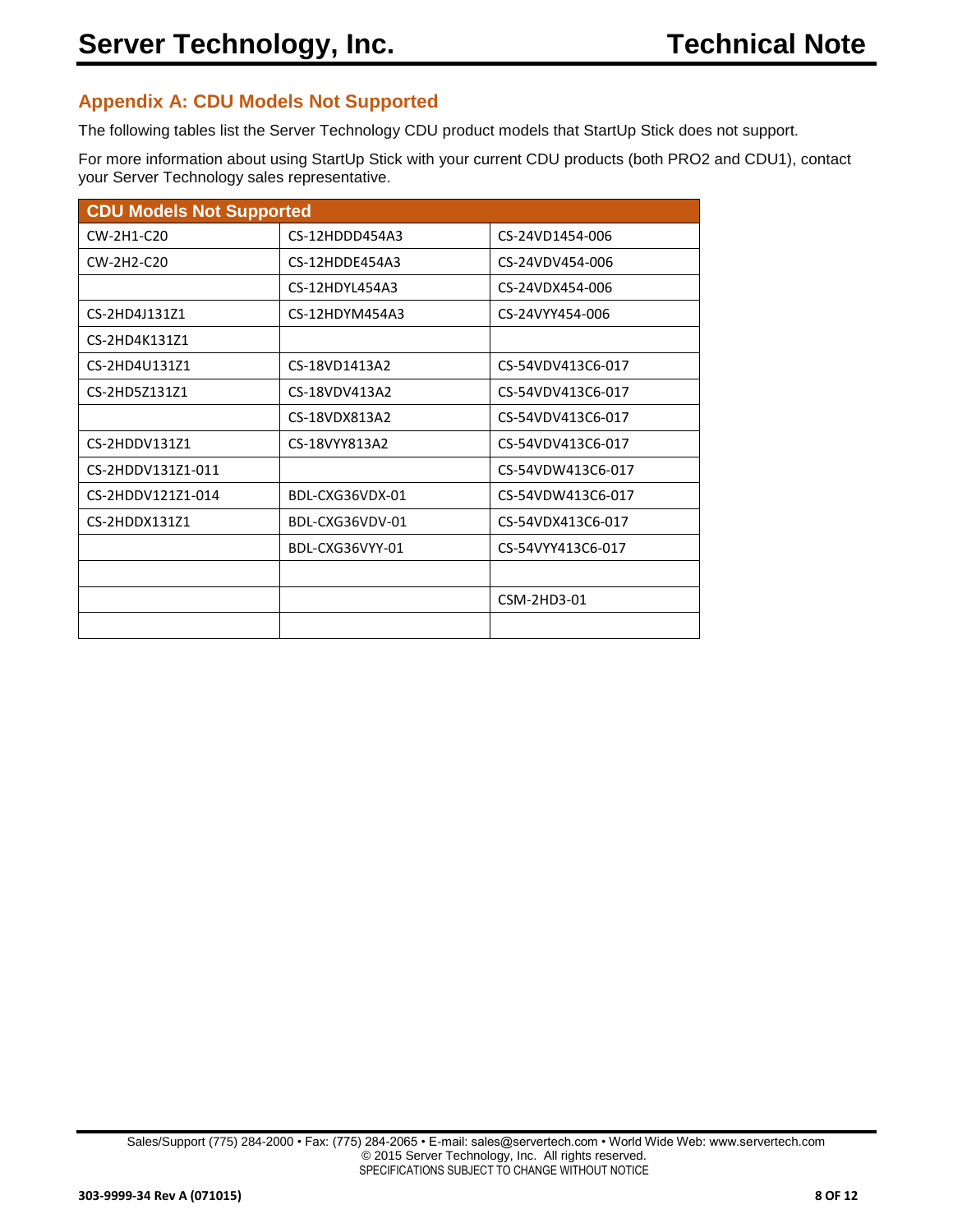## Appendix A: CDU Models Not Supported

The following tables list the Server Technology CDU product models that StartUp Stick does not support.

For more information about using StartUp Stick with your current CDU products (both PRO2 and CDU1), contact your Server Technology sales representative.

| CDU Models Not Supported | | |
|---|---|---|
| CW-2H1-C20 | CS-12HDDD454A3 | CS-24VD1454-006 |
| CW-2H2-C20 | CS-12HDDE454A3 | CS-24VDV454-006 |
| | CS-12HDYL454A3 | CS-24VDX454-006 |
| CS-2HD4J131Z1 | CS-12HDYM454A3 | CS-24VYY454-006 |
| CS-2HD4K131Z1 | | |
| CS-2HD4U131Z1 | CS-18VD1413A2 | CS-54VDV413C6-017 |
| CS-2HD5Z131Z1 | CS-18VDV413A2 | CS-54VDV413C6-017 |
| | CS-18VDX813A2 | CS-54VDV413C6-017 |
| CS-2HDDV131Z1 | CS-18VYY813A2 | CS-54VDV413C6-017 |
| CS-2HDDV131Z1-011 | | CS-54VDW413C6-017 |
| CS-2HDDV121Z1-014 | BDL-CXG36VDX-01 | CS-54VDW413C6-017 |
| CS-2HDDX131Z1 | BDL-CXG36VDV-01 | CS-54VDX413C6-017 |
| | BDL-CXG36VYY-01 | CS-54VYY413C6-017 |
| | | |
| | | CSM-2HD3-01 |
| | | |

Sales/Support (775) 284-2000 • Fax: (775) 284-2065 • E-mail: sales@servertech.com • World Wide Web: www.servertech.com
© 2015 Server Technology, Inc. All rights reserved.
SPECIFICATIONS SUBJECT TO CHANGE WITHOUT NOTICE

303-9999-34 Rev A (071015)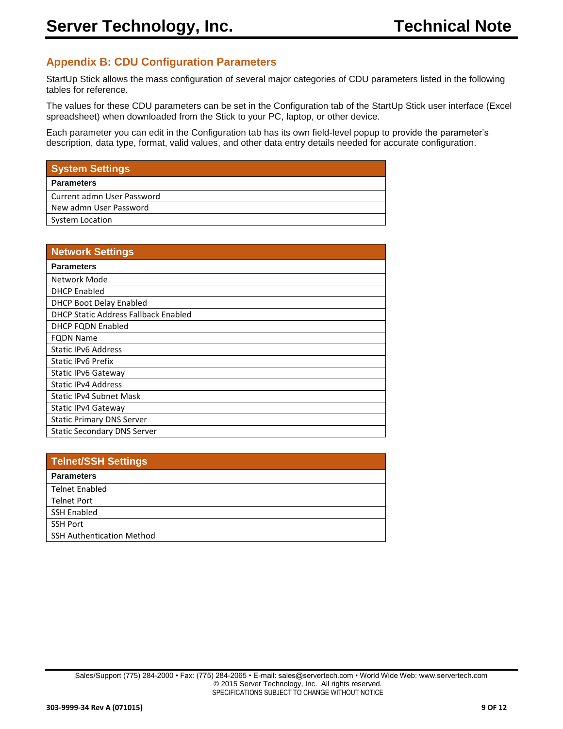## Appendix B: CDU Configuration Parameters

StartUp Stick allows the mass configuration of several major categories of CDU parameters listed in the following tables for reference.

The values for these CDU parameters can be set in the Configuration tab of the StartUp Stick user interface (Excel spreadsheet) when downloaded from the Stick to your PC, laptop, or other device.

Each parameter you can edit in the Configuration tab has its own field-level popup to provide the parameter's description, data type, format, valid values, and other data entry details needed for accurate configuration.

| System Settings |
|---|
| **Parameters** |
| Current admn User Password |
| New admn User Password |
| System Location |

| Network Settings |
|---|
| **Parameters** |
| Network Mode |
| DHCP Enabled |
| DHCP Boot Delay Enabled |
| DHCP Static Address Fallback Enabled |
| DHCP FQDN Enabled |
| FQDN Name |
| Static IPv6 Address |
| Static IPv6 Prefix |
| Static IPv6 Gateway |
| Static IPv4 Address |
| Static IPv4 Subnet Mask |
| Static IPv4 Gateway |
| Static Primary DNS Server |
| Static Secondary DNS Server |

| Telnet/SSH Settings |
|---|
| **Parameters** |
| Telnet Enabled |
| Telnet Port |
| SSH Enabled |
| SSH Port |
| SSH Authentication Method |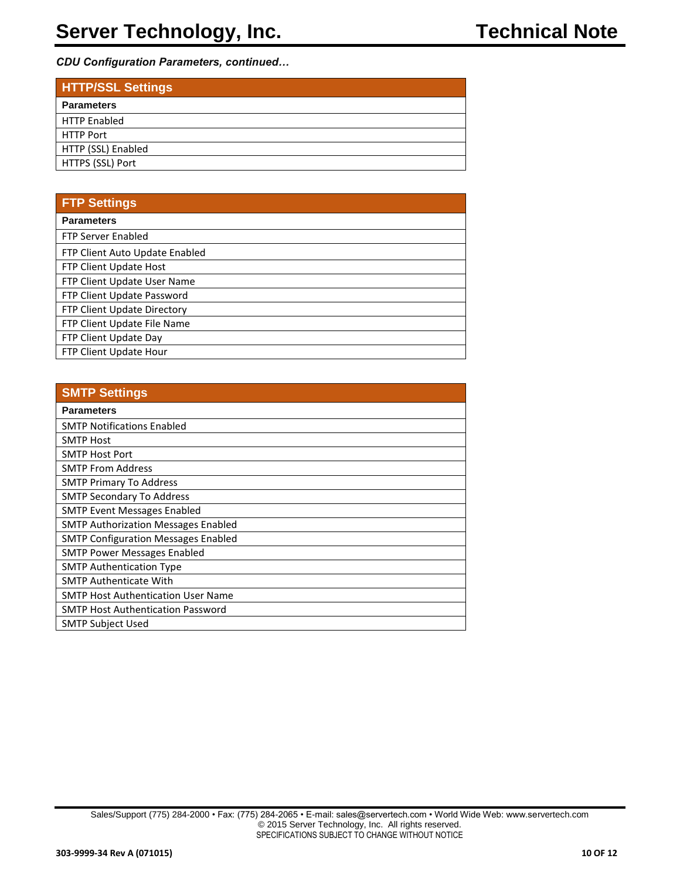*CDU Configuration Parameters, continued…*

| HTTP/SSL Settings |
|---|
| **Parameters** |
| HTTP Enabled |
| HTTP Port |
| HTTP (SSL) Enabled |
| HTTPS (SSL) Port |

| FTP Settings |
|---|
| **Parameters** |
| FTP Server Enabled |
| FTP Client Auto Update Enabled |
| FTP Client Update Host |
| FTP Client Update User Name |
| FTP Client Update Password |
| FTP Client Update Directory |
| FTP Client Update File Name |
| FTP Client Update Day |
| FTP Client Update Hour |

| SMTP Settings |
|---|
| **Parameters** |
| SMTP Notifications Enabled |
| SMTP Host |
| SMTP Host Port |
| SMTP From Address |
| SMTP Primary To Address |
| SMTP Secondary To Address |
| SMTP Event Messages Enabled |
| SMTP Authorization Messages Enabled |
| SMTP Configuration Messages Enabled |
| SMTP Power Messages Enabled |
| SMTP Authentication Type |
| SMTP Authenticate With |
| SMTP Host Authentication User Name |
| SMTP Host Authentication Password |
| SMTP Subject Used |

Sales/Support (775) 284-2000 • Fax: (775) 284-2065 • E-mail: sales@servertech.com • World Wide Web: www.servertech.com
© 2015 Server Technology, Inc. All rights reserved.
SPECIFICATIONS SUBJECT TO CHANGE WITHOUT NOTICE

303-9999-34 Rev A (071015)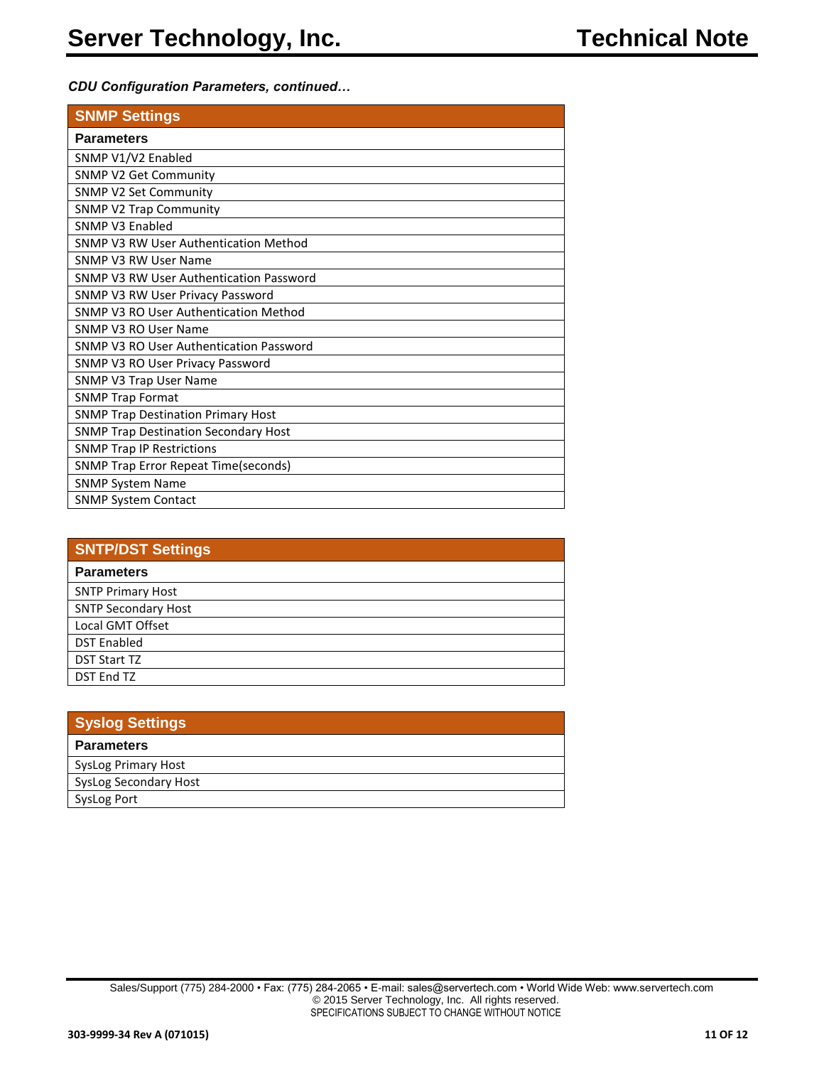*CDU Configuration Parameters, continued…*

| SNMP Settings |
|---|
| **Parameters** |
| SNMP V1/V2 Enabled |
| SNMP V2 Get Community |
| SNMP V2 Set Community |
| SNMP V2 Trap Community |
| SNMP V3 Enabled |
| SNMP V3 RW User Authentication Method |
| SNMP V3 RW User Name |
| SNMP V3 RW User Authentication Password |
| SNMP V3 RW User Privacy Password |
| SNMP V3 RO User Authentication Method |
| SNMP V3 RO User Name |
| SNMP V3 RO User Authentication Password |
| SNMP V3 RO User Privacy Password |
| SNMP V3 Trap User Name |
| SNMP Trap Format |
| SNMP Trap Destination Primary Host |
| SNMP Trap Destination Secondary Host |
| SNMP Trap IP Restrictions |
| SNMP Trap Error Repeat Time(seconds) |
| SNMP System Name |
| SNMP System Contact |

| SNTP/DST Settings |
|---|
| **Parameters** |
| SNTP Primary Host |
| SNTP Secondary Host |
| Local GMT Offset |
| DST Enabled |
| DST Start TZ |
| DST End TZ |

| Syslog Settings |
|---|
| **Parameters** |
| SysLog Primary Host |
| SysLog Secondary Host |
| SysLog Port |

Sales/Support (775) 284-2000 • Fax: (775) 284-2065 • E-mail: sales@servertech.com • World Wide Web: www.servertech.com
© 2015 Server Technology, Inc. All rights reserved.
SPECIFICATIONS SUBJECT TO CHANGE WITHOUT NOTICE

303-9999-34 Rev A (071015)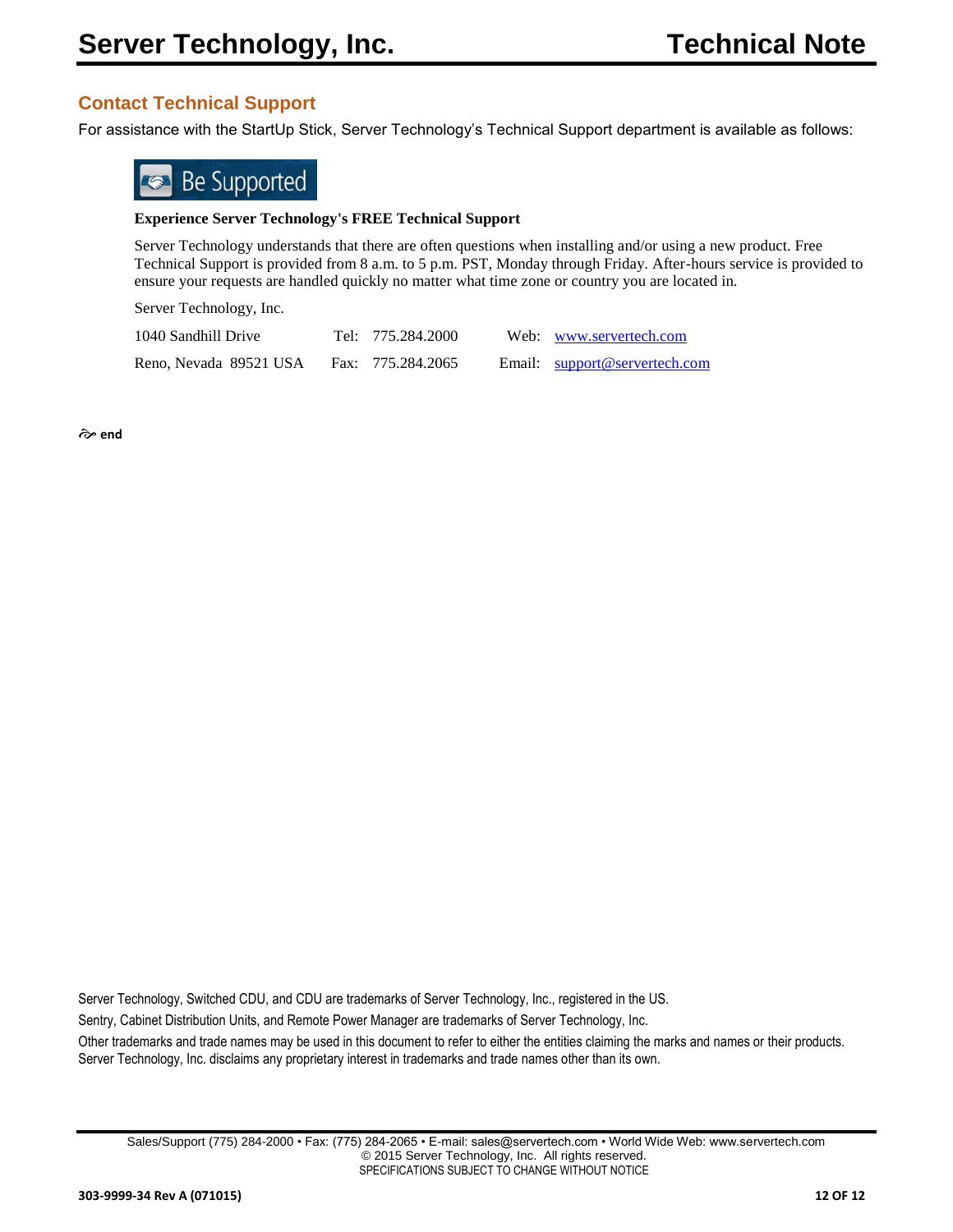## Contact Technical Support

For assistance with the StartUp Stick, Server Technology's Technical Support department is available as follows:

Be Supported

**Experience Server Technology's FREE Technical Support**

Server Technology understands that there are often questions when installing and/or using a new product. Free Technical Support is provided from 8 a.m. to 5 p.m. PST, Monday through Friday. After-hours service is provided to ensure your requests are handled quickly no matter what time zone or country you are located in.

Server Technology, Inc.

| | | |
|---|---|---|
| 1040 Sandhill Drive | Tel: 775.284.2000 | Web: www.servertech.com |
| Reno, Nevada 89521 USA | Fax: 775.284.2065 | Email: support@servertech.com |

**end**

Server Technology, Switched CDU, and CDU are trademarks of Server Technology, Inc., registered in the US.

Sentry, Cabinet Distribution Units, and Remote Power Manager are trademarks of Server Technology, Inc.

Other trademarks and trade names may be used in this document to refer to either the entities claiming the marks and names or their products. Server Technology, Inc. disclaims any proprietary interest in trademarks and trade names other than its own.

Sales/Support (775) 284-2000 • Fax: (775) 284-2065 • E-mail: sales@servertech.com • World Wide Web: www.servertech.com
© 2015 Server Technology, Inc. All rights reserved.
SPECIFICATIONS SUBJECT TO CHANGE WITHOUT NOTICE

303-9999-34 Rev A (071015)